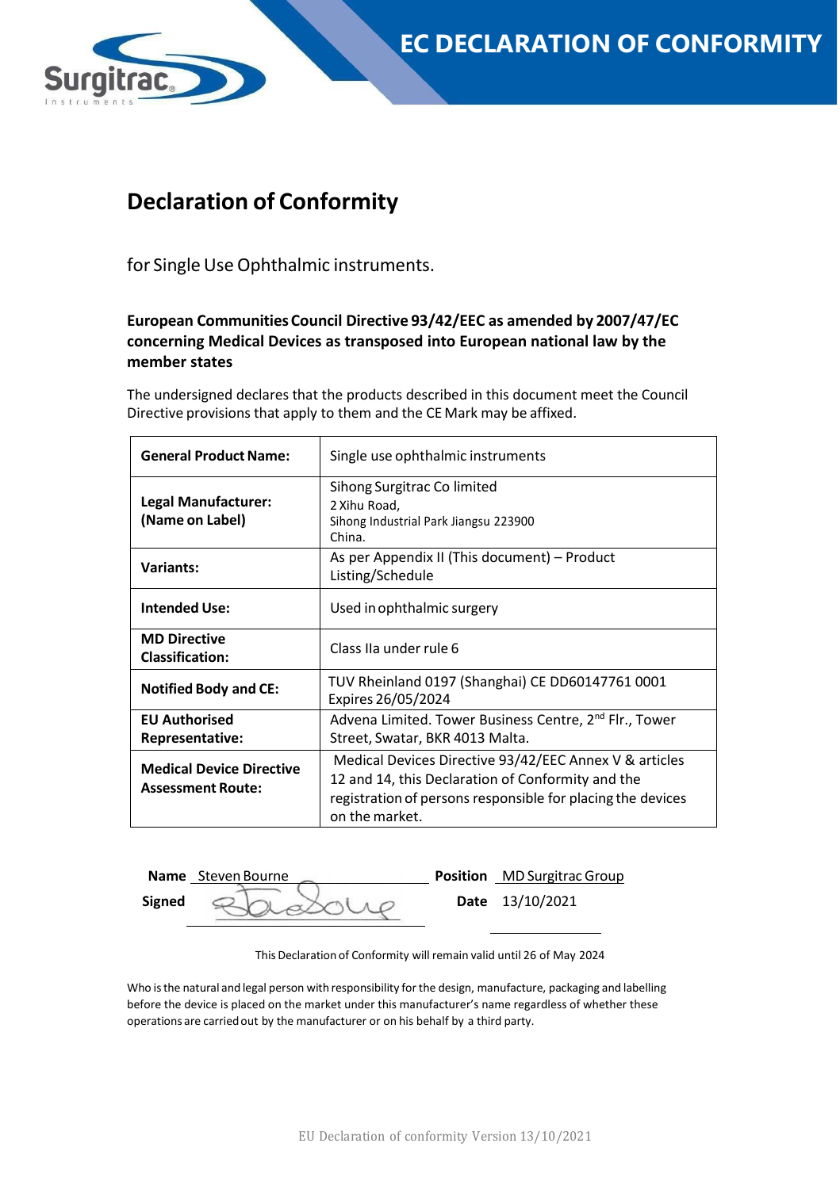# EC DECLARATION OF CONFORMITY

## Declaration of Conformity

for Single Use Ophthalmic instruments.

**European Communities Council Directive 93/42/EEC as amended by 2007/47/EC concerning Medical Devices as transposed into European national law by the member states**

The undersigned declares that the products described in this document meet the Council Directive provisions that apply to them and the CE Mark may be affixed.

| | |
|---|---|
| **General Product Name:** | Single use ophthalmic instruments |
| **Legal Manufacturer: (Name on Label)** | Sihong Surgitrac Co limited<br>2 Xihu Road,<br>Sihong Industrial Park Jiangsu 223900<br>China. |
| **Variants:** | As per Appendix II (This document) – Product Listing/Schedule |
| **Intended Use:** | Used in ophthalmic surgery |
| **MD Directive Classification:** | Class IIa under rule 6 |
| **Notified Body and CE:** | TUV Rheinland 0197 (Shanghai) CE DD60147761 0001 Expires 26/05/2024 |
| **EU Authorised Representative:** | Advena Limited. Tower Business Centre, 2nd Flr., Tower Street, Swatar, BKR 4013 Malta. |
| **Medical Device Directive Assessment Route:** | Medical Devices Directive 93/42/EEC Annex V & articles 12 and 14, this Declaration of Conformity and the registration of persons responsible for placing the devices on the market. |

**Name** Steven Bourne **Position** MD Surgitrac Group

**Signed** [signature] **Date** 13/10/2021

This Declaration of Conformity will remain valid until 26 of May 2024

Who is the natural and legal person with responsibility for the design, manufacture, packaging and labelling before the device is placed on the market under this manufacturer's name regardless of whether these operations are carried out by the manufacturer or on his behalf by a third party.

EU Declaration of conformity Version 13/10/2021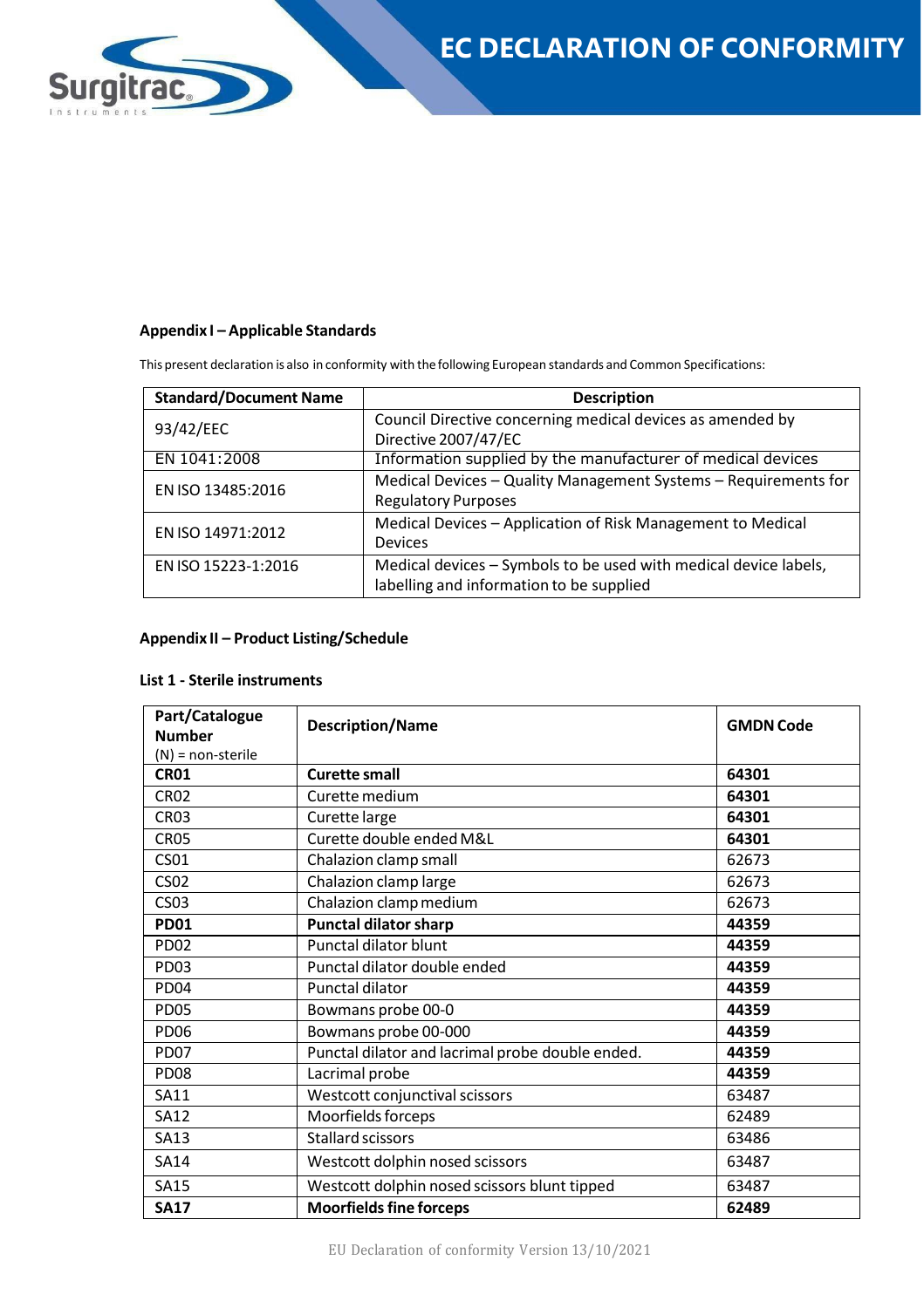## Appendix I – Applicable Standards

This present declaration is also in conformity with the following European standards and Common Specifications:

| Standard/Document Name | Description |
|---|---|
| 93/42/EEC | Council Directive concerning medical devices as amended by Directive 2007/47/EC |
| EN 1041:2008 | Information supplied by the manufacturer of medical devices |
| EN ISO 13485:2016 | Medical Devices – Quality Management Systems – Requirements for Regulatory Purposes |
| EN ISO 14971:2012 | Medical Devices – Application of Risk Management to Medical Devices |
| EN ISO 15223-1:2016 | Medical devices – Symbols to be used with medical device labels, labelling and information to be supplied |

## Appendix II – Product Listing/Schedule

### List 1 - Sterile instruments

| **Part/Catalogue Number** (N) = non-sterile | **Description/Name** | **GMDN Code** |
|---|---|---|
| **CR01** | **Curette small** | **64301** |
| CR02 | Curette medium | **64301** |
| CR03 | Curette large | **64301** |
| CR05 | Curette double ended M&L | **64301** |
| CS01 | Chalazion clamp small | 62673 |
| CS02 | Chalazion clamp large | 62673 |
| CS03 | Chalazion clamp medium | 62673 |
| **PD01** | **Punctal dilator sharp** | **44359** |
| PD02 | Punctal dilator blunt | **44359** |
| PD03 | Punctal dilator double ended | **44359** |
| PD04 | Punctal dilator | **44359** |
| PD05 | Bowmans probe 00-0 | **44359** |
| PD06 | Bowmans probe 00-000 | **44359** |
| PD07 | Punctal dilator and lacrimal probe double ended. | **44359** |
| PD08 | Lacrimal probe | **44359** |
| SA11 | Westcott conjunctival scissors | 63487 |
| SA12 | Moorfields forceps | 62489 |
| SA13 | Stallard scissors | 63486 |
| SA14 | Westcott dolphin nosed scissors | 63487 |
| SA15 | Westcott dolphin nosed scissors blunt tipped | 63487 |
| **SA17** | **Moorfields fine forceps** | **62489** |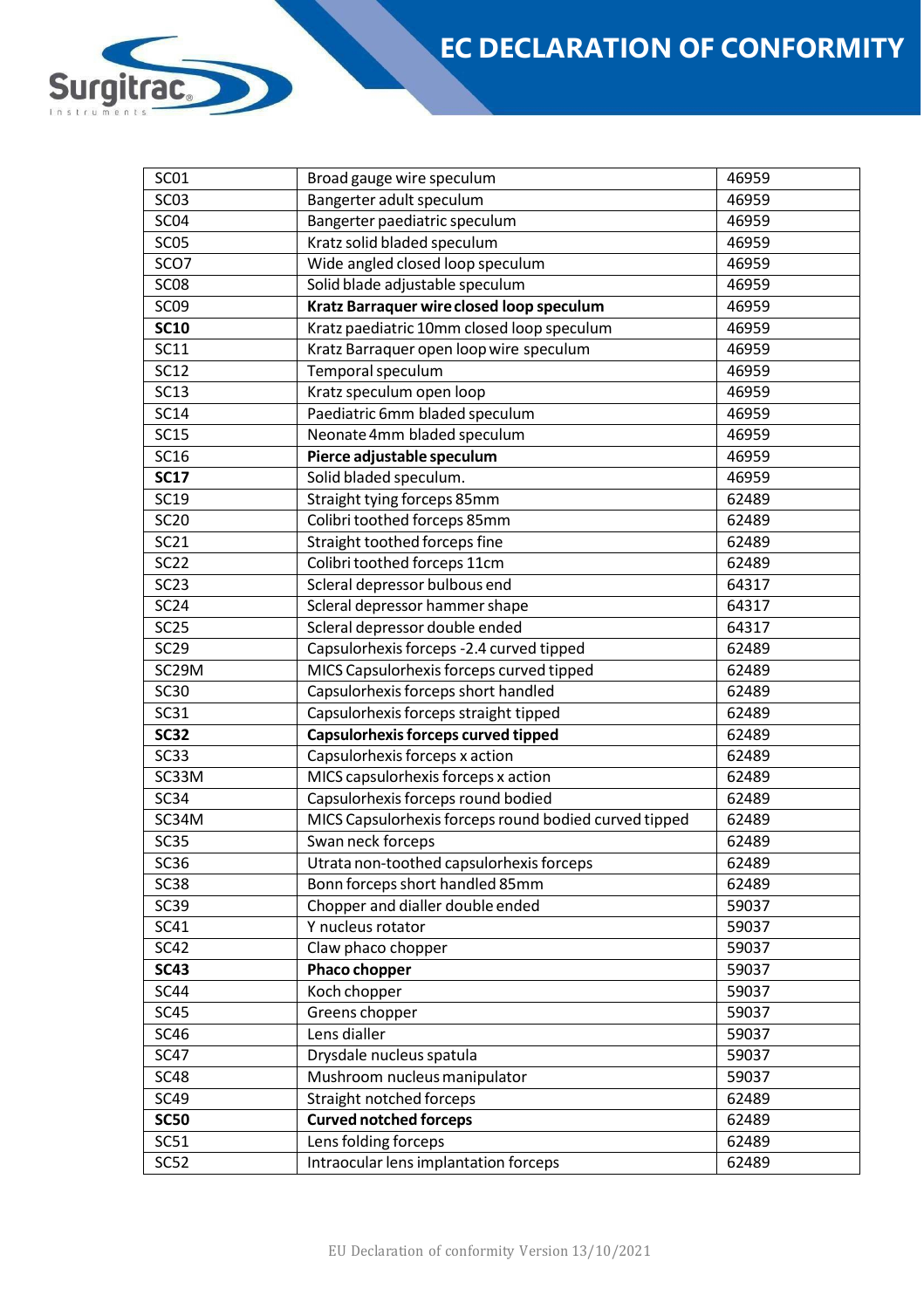| SC01 | Broad gauge wire speculum | 46959 |
|---|---|---|
| SC03 | Bangerter adult speculum | 46959 |
| SC04 | Bangerter paediatric speculum | 46959 |
| SC05 | Kratz solid bladed speculum | 46959 |
| SCO7 | Wide angled closed loop speculum | 46959 |
| SC08 | Solid blade adjustable speculum | 46959 |
| SC09 | **Kratz Barraquer wire closed loop speculum** | 46959 |
| **SC10** | Kratz paediatric 10mm closed loop speculum | 46959 |
| SC11 | Kratz Barraquer open loop wire speculum | 46959 |
| SC12 | Temporal speculum | 46959 |
| SC13 | Kratz speculum open loop | 46959 |
| SC14 | Paediatric 6mm bladed speculum | 46959 |
| SC15 | Neonate 4mm bladed speculum | 46959 |
| SC16 | **Pierce adjustable speculum** | 46959 |
| **SC17** | Solid bladed speculum. | 46959 |
| SC19 | Straight tying forceps 85mm | 62489 |
| SC20 | Colibri toothed forceps 85mm | 62489 |
| SC21 | Straight toothed forceps fine | 62489 |
| SC22 | Colibri toothed forceps 11cm | 62489 |
| SC23 | Scleral depressor bulbous end | 64317 |
| SC24 | Scleral depressor hammer shape | 64317 |
| SC25 | Scleral depressor double ended | 64317 |
| SC29 | Capsulorhexis forceps -2.4 curved tipped | 62489 |
| SC29M | MICS Capsulorhexis forceps curved tipped | 62489 |
| SC30 | Capsulorhexis forceps short handled | 62489 |
| SC31 | Capsulorhexis forceps straight tipped | 62489 |
| **SC32** | **Capsulorhexis forceps curved tipped** | 62489 |
| SC33 | Capsulorhexis forceps x action | 62489 |
| SC33M | MICS capsulorhexis forceps x action | 62489 |
| SC34 | Capsulorhexis forceps round bodied | 62489 |
| SC34M | MICS Capsulorhexis forceps round bodied curved tipped | 62489 |
| SC35 | Swan neck forceps | 62489 |
| SC36 | Utrata non-toothed capsulorhexis forceps | 62489 |
| SC38 | Bonn forceps short handled 85mm | 62489 |
| SC39 | Chopper and dialler double ended | 59037 |
| SC41 | Y nucleus rotator | 59037 |
| SC42 | Claw phaco chopper | 59037 |
| **SC43** | **Phaco chopper** | 59037 |
| SC44 | Koch chopper | 59037 |
| SC45 | Greens chopper | 59037 |
| SC46 | Lens dialler | 59037 |
| SC47 | Drysdale nucleus spatula | 59037 |
| SC48 | Mushroom nucleus manipulator | 59037 |
| SC49 | Straight notched forceps | 62489 |
| **SC50** | **Curved notched forceps** | 62489 |
| SC51 | Lens folding forceps | 62489 |
| SC52 | Intraocular lens implantation forceps | 62489 |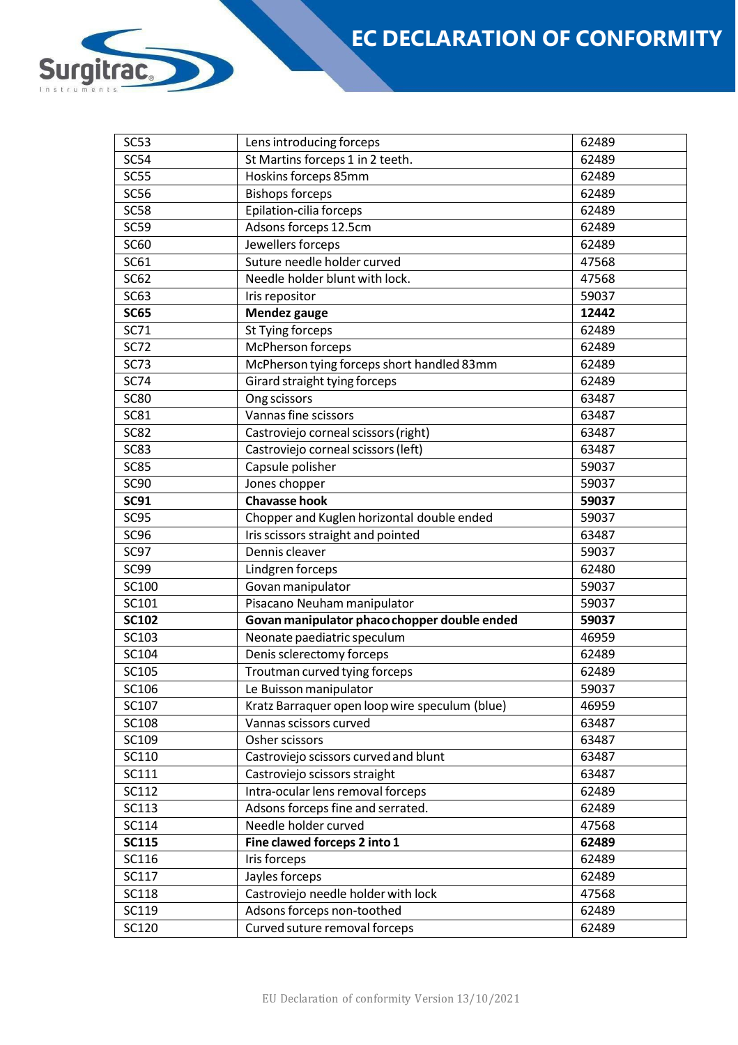| SC53 | Lens introducing forceps | 62489 |
|---|---|---|
| SC54 | St Martins forceps 1 in 2 teeth. | 62489 |
| SC55 | Hoskins forceps 85mm | 62489 |
| SC56 | Bishops forceps | 62489 |
| SC58 | Epilation-cilia forceps | 62489 |
| SC59 | Adsons forceps 12.5cm | 62489 |
| SC60 | Jewellers forceps | 62489 |
| SC61 | Suture needle holder curved | 47568 |
| SC62 | Needle holder blunt with lock. | 47568 |
| SC63 | Iris repositor | 59037 |
| **SC65** | **Mendez gauge** | **12442** |
| SC71 | St Tying forceps | 62489 |
| SC72 | McPherson forceps | 62489 |
| SC73 | McPherson tying forceps short handled 83mm | 62489 |
| SC74 | Girard straight tying forceps | 62489 |
| SC80 | Ong scissors | 63487 |
| SC81 | Vannas fine scissors | 63487 |
| SC82 | Castroviejo corneal scissors (right) | 63487 |
| SC83 | Castroviejo corneal scissors (left) | 63487 |
| SC85 | Capsule polisher | 59037 |
| SC90 | Jones chopper | 59037 |
| **SC91** | **Chavasse hook** | **59037** |
| SC95 | Chopper and Kuglen horizontal double ended | 59037 |
| SC96 | Iris scissors straight and pointed | 63487 |
| SC97 | Dennis cleaver | 59037 |
| SC99 | Lindgren forceps | 62480 |
| SC100 | Govan manipulator | 59037 |
| SC101 | Pisacano Neuham manipulator | 59037 |
| **SC102** | **Govan manipulator phaco chopper double ended** | **59037** |
| SC103 | Neonate paediatric speculum | 46959 |
| SC104 | Denis sclerectomy forceps | 62489 |
| SC105 | Troutman curved tying forceps | 62489 |
| SC106 | Le Buisson manipulator | 59037 |
| SC107 | Kratz Barraquer open loop wire speculum (blue) | 46959 |
| SC108 | Vannas scissors curved | 63487 |
| SC109 | Osher scissors | 63487 |
| SC110 | Castroviejo scissors curved and blunt | 63487 |
| SC111 | Castroviejo scissors straight | 63487 |
| SC112 | Intra-ocular lens removal forceps | 62489 |
| SC113 | Adsons forceps fine and serrated. | 62489 |
| SC114 | Needle holder curved | 47568 |
| **SC115** | **Fine clawed forceps 2 into 1** | **62489** |
| SC116 | Iris forceps | 62489 |
| SC117 | Jayles forceps | 62489 |
| SC118 | Castroviejo needle holder with lock | 47568 |
| SC119 | Adsons forceps non-toothed | 62489 |
| SC120 | Curved suture removal forceps | 62489 |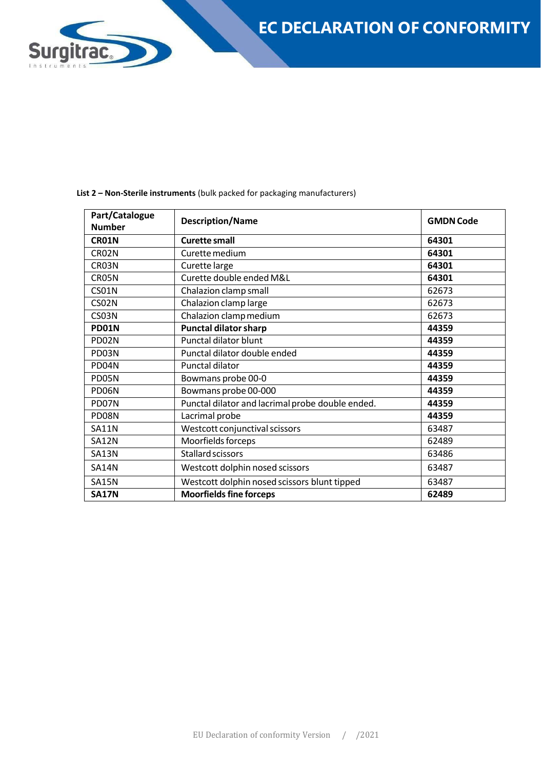**List 2 – Non-Sterile instruments** (bulk packed for packaging manufacturers)

| Part/Catalogue Number | Description/Name | GMDN Code |
|---|---|---|
| **CR01N** | **Curette small** | **64301** |
| CR02N | Curette medium | **64301** |
| CR03N | Curette large | **64301** |
| CR05N | Curette double ended M&L | **64301** |
| CS01N | Chalazion clamp small | 62673 |
| CS02N | Chalazion clamp large | 62673 |
| CS03N | Chalazion clamp medium | 62673 |
| **PD01N** | **Punctal dilator sharp** | **44359** |
| PD02N | Punctal dilator blunt | **44359** |
| PD03N | Punctal dilator double ended | **44359** |
| PD04N | Punctal dilator | **44359** |
| PD05N | Bowmans probe 00-0 | **44359** |
| PD06N | Bowmans probe 00-000 | **44359** |
| PD07N | Punctal dilator and lacrimal probe double ended. | **44359** |
| PD08N | Lacrimal probe | **44359** |
| SA11N | Westcott conjunctival scissors | 63487 |
| SA12N | Moorfields forceps | 62489 |
| SA13N | Stallard scissors | 63486 |
| SA14N | Westcott dolphin nosed scissors | 63487 |
| SA15N | Westcott dolphin nosed scissors blunt tipped | 63487 |
| **SA17N** | **Moorfields fine forceps** | **62489** |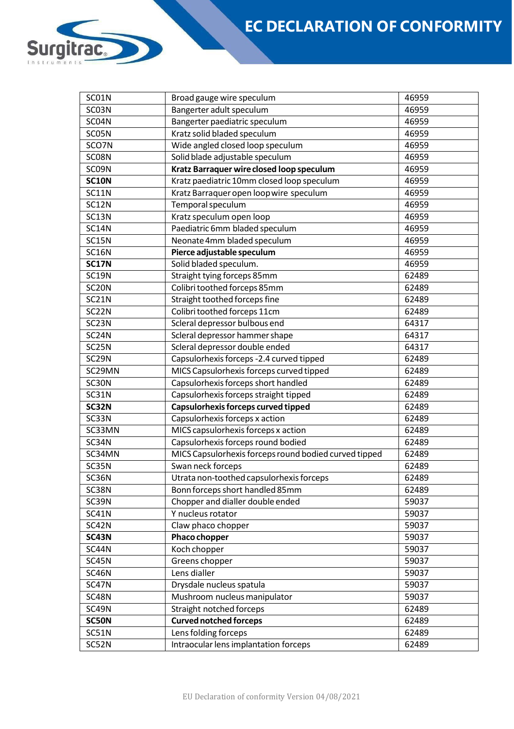| SC01N | Broad gauge wire speculum | 46959 |
|---|---|---|
| SC03N | Bangerter adult speculum | 46959 |
| SC04N | Bangerter paediatric speculum | 46959 |
| SC05N | Kratz solid bladed speculum | 46959 |
| SCO7N | Wide angled closed loop speculum | 46959 |
| SC08N | Solid blade adjustable speculum | 46959 |
| SC09N | **Kratz Barraquer wire closed loop speculum** | 46959 |
| **SC10N** | Kratz paediatric 10mm closed loop speculum | 46959 |
| SC11N | Kratz Barraquer open loop wire speculum | 46959 |
| SC12N | Temporal speculum | 46959 |
| SC13N | Kratz speculum open loop | 46959 |
| SC14N | Paediatric 6mm bladed speculum | 46959 |
| SC15N | Neonate 4mm bladed speculum | 46959 |
| SC16N | **Pierce adjustable speculum** | 46959 |
| **SC17N** | Solid bladed speculum. | 46959 |
| SC19N | Straight tying forceps 85mm | 62489 |
| SC20N | Colibri toothed forceps 85mm | 62489 |
| SC21N | Straight toothed forceps fine | 62489 |
| SC22N | Colibri toothed forceps 11cm | 62489 |
| SC23N | Scleral depressor bulbous end | 64317 |
| SC24N | Scleral depressor hammer shape | 64317 |
| SC25N | Scleral depressor double ended | 64317 |
| SC29N | Capsulorhexis forceps -2.4 curved tipped | 62489 |
| SC29MN | MICS Capsulorhexis forceps curved tipped | 62489 |
| SC30N | Capsulorhexis forceps short handled | 62489 |
| SC31N | Capsulorhexis forceps straight tipped | 62489 |
| **SC32N** | **Capsulorhexis forceps curved tipped** | 62489 |
| SC33N | Capsulorhexis forceps x action | 62489 |
| SC33MN | MICS capsulorhexis forceps x action | 62489 |
| SC34N | Capsulorhexis forceps round bodied | 62489 |
| SC34MN | MICS Capsulorhexis forceps round bodied curved tipped | 62489 |
| SC35N | Swan neck forceps | 62489 |
| SC36N | Utrata non-toothed capsulorhexis forceps | 62489 |
| SC38N | Bonn forceps short handled 85mm | 62489 |
| SC39N | Chopper and dialler double ended | 59037 |
| SC41N | Y nucleus rotator | 59037 |
| SC42N | Claw phaco chopper | 59037 |
| **SC43N** | **Phaco chopper** | 59037 |
| SC44N | Koch chopper | 59037 |
| SC45N | Greens chopper | 59037 |
| SC46N | Lens dialler | 59037 |
| SC47N | Drysdale nucleus spatula | 59037 |
| SC48N | Mushroom nucleus manipulator | 59037 |
| SC49N | Straight notched forceps | 62489 |
| **SC50N** | **Curved notched forceps** | 62489 |
| SC51N | Lens folding forceps | 62489 |
| SC52N | Intraocular lens implantation forceps | 62489 |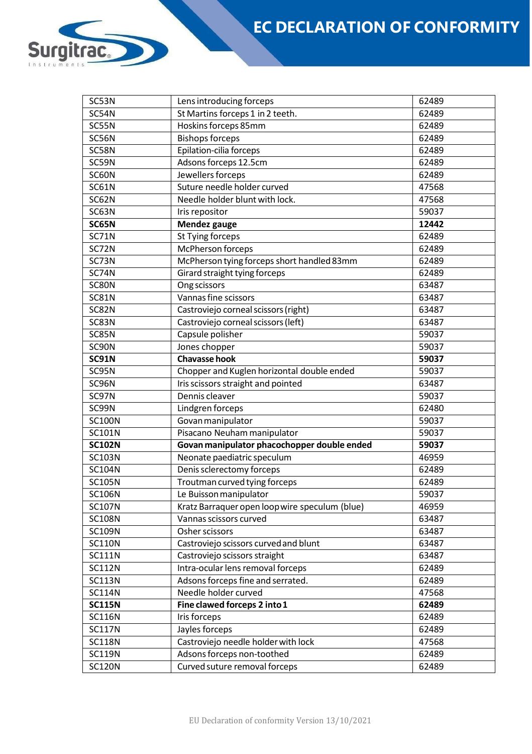| SC53N | Lens introducing forceps | 62489 |
|---|---|---|
| SC54N | St Martins forceps 1 in 2 teeth. | 62489 |
| SC55N | Hoskins forceps 85mm | 62489 |
| SC56N | Bishops forceps | 62489 |
| SC58N | Epilation-cilia forceps | 62489 |
| SC59N | Adsons forceps 12.5cm | 62489 |
| SC60N | Jewellers forceps | 62489 |
| SC61N | Suture needle holder curved | 47568 |
| SC62N | Needle holder blunt with lock. | 47568 |
| SC63N | Iris repositor | 59037 |
| **SC65N** | **Mendez gauge** | **12442** |
| SC71N | St Tying forceps | 62489 |
| SC72N | McPherson forceps | 62489 |
| SC73N | McPherson tying forceps short handled 83mm | 62489 |
| SC74N | Girard straight tying forceps | 62489 |
| SC80N | Ong scissors | 63487 |
| SC81N | Vannas fine scissors | 63487 |
| SC82N | Castroviejo corneal scissors (right) | 63487 |
| SC83N | Castroviejo corneal scissors (left) | 63487 |
| SC85N | Capsule polisher | 59037 |
| SC90N | Jones chopper | 59037 |
| **SC91N** | **Chavasse hook** | **59037** |
| SC95N | Chopper and Kuglen horizontal double ended | 59037 |
| SC96N | Iris scissors straight and pointed | 63487 |
| SC97N | Dennis cleaver | 59037 |
| SC99N | Lindgren forceps | 62480 |
| SC100N | Govan manipulator | 59037 |
| SC101N | Pisacano Neuham manipulator | 59037 |
| **SC102N** | **Govan manipulator phacochopper double ended** | **59037** |
| SC103N | Neonate paediatric speculum | 46959 |
| SC104N | Denis sclerectomy forceps | 62489 |
| SC105N | Troutman curved tying forceps | 62489 |
| SC106N | Le Buisson manipulator | 59037 |
| SC107N | Kratz Barraquer open loop wire speculum (blue) | 46959 |
| SC108N | Vannas scissors curved | 63487 |
| SC109N | Osher scissors | 63487 |
| SC110N | Castroviejo scissors curved and blunt | 63487 |
| SC111N | Castroviejo scissors straight | 63487 |
| SC112N | Intra-ocular lens removal forceps | 62489 |
| SC113N | Adsons forceps fine and serrated. | 62489 |
| SC114N | Needle holder curved | 47568 |
| **SC115N** | **Fine clawed forceps 2 into 1** | **62489** |
| SC116N | Iris forceps | 62489 |
| SC117N | Jayles forceps | 62489 |
| SC118N | Castroviejo needle holder with lock | 47568 |
| SC119N | Adsons forceps non-toothed | 62489 |
| SC120N | Curved suture removal forceps | 62489 |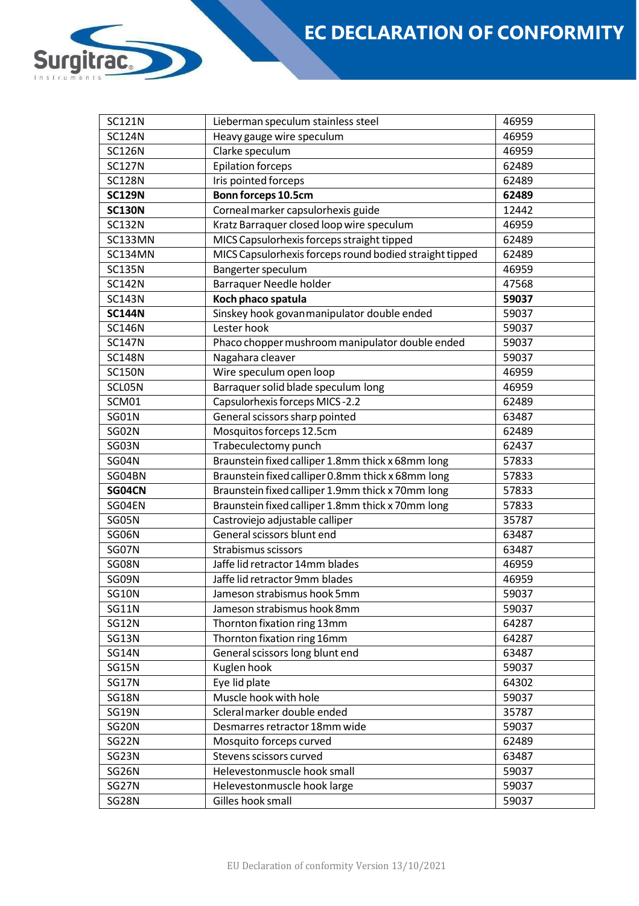| SC121N | Lieberman speculum stainless steel | 46959 |
|---|---|---|
| SC124N | Heavy gauge wire speculum | 46959 |
| SC126N | Clarke speculum | 46959 |
| SC127N | Epilation forceps | 62489 |
| SC128N | Iris pointed forceps | 62489 |
| **SC129N** | **Bonn forceps 10.5cm** | **62489** |
| **SC130N** | Corneal marker capsulorhexis guide | 12442 |
| SC132N | Kratz Barraquer closed loop wire speculum | 46959 |
| SC133MN | MICS Capsulorhexis forceps straight tipped | 62489 |
| SC134MN | MICS Capsulorhexis forceps round bodied straight tipped | 62489 |
| SC135N | Bangerter speculum | 46959 |
| SC142N | Barraquer Needle holder | 47568 |
| SC143N | **Koch phaco spatula** | **59037** |
| **SC144N** | Sinskey hook govanmanipulator double ended | 59037 |
| SC146N | Lester hook | 59037 |
| SC147N | Phaco chopper mushroom manipulator double ended | 59037 |
| SC148N | Nagahara cleaver | 59037 |
| SC150N | Wire speculum open loop | 46959 |
| SCL05N | Barraquer solid blade speculum long | 46959 |
| SCM01 | Capsulorhexis forceps MICS -2.2 | 62489 |
| SG01N | General scissors sharp pointed | 63487 |
| SG02N | Mosquitos forceps 12.5cm | 62489 |
| SG03N | Trabeculectomy punch | 62437 |
| SG04N | Braunstein fixed calliper 1.8mm thick x 68mm long | 57833 |
| SG04BN | Braunstein fixed calliper 0.8mm thick x 68mm long | 57833 |
| **SG04CN** | Braunstein fixed calliper 1.9mm thick x 70mm long | 57833 |
| SG04EN | Braunstein fixed calliper 1.8mm thick x 70mm long | 57833 |
| SG05N | Castroviejo adjustable calliper | 35787 |
| SG06N | General scissors blunt end | 63487 |
| SG07N | Strabismus scissors | 63487 |
| SG08N | Jaffe lid retractor 14mm blades | 46959 |
| SG09N | Jaffe lid retractor 9mm blades | 46959 |
| SG10N | Jameson strabismus hook 5mm | 59037 |
| SG11N | Jameson strabismus hook 8mm | 59037 |
| SG12N | Thornton fixation ring 13mm | 64287 |
| SG13N | Thornton fixation ring 16mm | 64287 |
| SG14N | General scissors long blunt end | 63487 |
| SG15N | Kuglen hook | 59037 |
| SG17N | Eye lid plate | 64302 |
| SG18N | Muscle hook with hole | 59037 |
| SG19N | Scleral marker double ended | 35787 |
| SG20N | Desmarres retractor 18mm wide | 59037 |
| SG22N | Mosquito forceps curved | 62489 |
| SG23N | Stevens scissors curved | 63487 |
| SG26N | Helevestonmuscle hook small | 59037 |
| SG27N | Helevestonmuscle hook large | 59037 |
| SG28N | Gilles hook small | 59037 |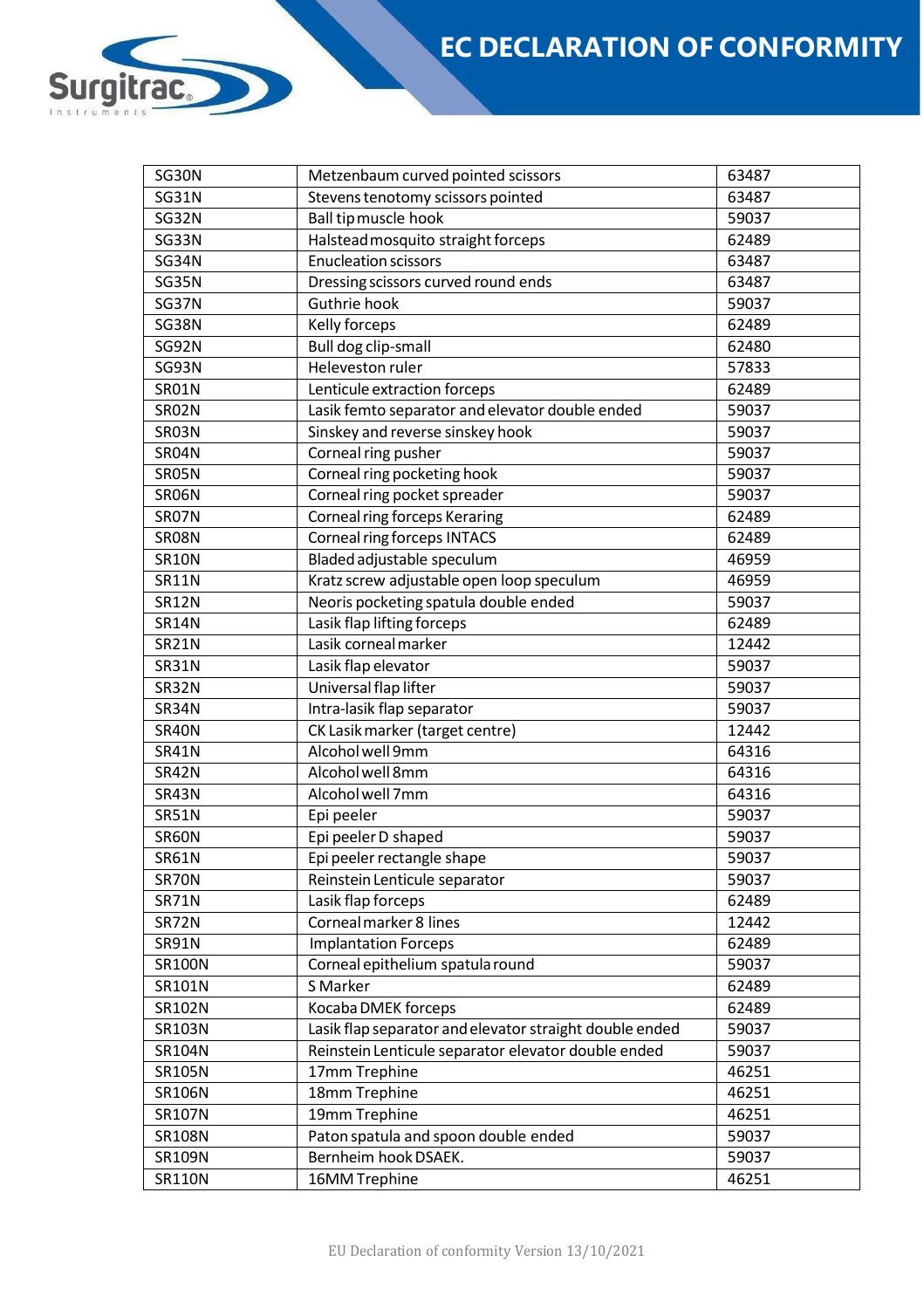| SG30N | Metzenbaum curved pointed scissors | 63487 |
|---|---|---|
| SG31N | Stevens tenotomy scissors pointed | 63487 |
| SG32N | Ball tip muscle hook | 59037 |
| SG33N | Halstead mosquito straight forceps | 62489 |
| SG34N | Enucleation scissors | 63487 |
| SG35N | Dressing scissors curved round ends | 63487 |
| SG37N | Guthrie hook | 59037 |
| SG38N | Kelly forceps | 62489 |
| SG92N | Bull dog clip-small | 62480 |
| SG93N | Heleveston ruler | 57833 |
| SR01N | Lenticule extraction forceps | 62489 |
| SR02N | Lasik femto separator and elevator double ended | 59037 |
| SR03N | Sinskey and reverse sinskey hook | 59037 |
| SR04N | Corneal ring pusher | 59037 |
| SR05N | Corneal ring pocketing hook | 59037 |
| SR06N | Corneal ring pocket spreader | 59037 |
| SR07N | Corneal ring forceps Keraring | 62489 |
| SR08N | Corneal ring forceps INTACS | 62489 |
| SR10N | Bladed adjustable speculum | 46959 |
| SR11N | Kratz screw adjustable open loop speculum | 46959 |
| SR12N | Neoris pocketing spatula double ended | 59037 |
| SR14N | Lasik flap lifting forceps | 62489 |
| SR21N | Lasik corneal marker | 12442 |
| SR31N | Lasik flap elevator | 59037 |
| SR32N | Universal flap lifter | 59037 |
| SR34N | Intra-lasik flap separator | 59037 |
| SR40N | CK Lasik marker (target centre) | 12442 |
| SR41N | Alcohol well 9mm | 64316 |
| SR42N | Alcohol well 8mm | 64316 |
| SR43N | Alcohol well 7mm | 64316 |
| SR51N | Epi peeler | 59037 |
| SR60N | Epi peeler D shaped | 59037 |
| SR61N | Epi peeler rectangle shape | 59037 |
| SR70N | Reinstein Lenticule separator | 59037 |
| SR71N | Lasik flap forceps | 62489 |
| SR72N | Corneal marker 8 lines | 12442 |
| SR91N | Implantation Forceps | 62489 |
| SR100N | Corneal epithelium spatula round | 59037 |
| SR101N | S Marker | 62489 |
| SR102N | Kocaba DMEK forceps | 62489 |
| SR103N | Lasik flap separator and elevator straight double ended | 59037 |
| SR104N | Reinstein Lenticule separator elevator double ended | 59037 |
| SR105N | 17mm Trephine | 46251 |
| SR106N | 18mm Trephine | 46251 |
| SR107N | 19mm Trephine | 46251 |
| SR108N | Paton spatula and spoon double ended | 59037 |
| SR109N | Bernheim hook DSAEK. | 59037 |
| SR110N | 16MM Trephine | 46251 |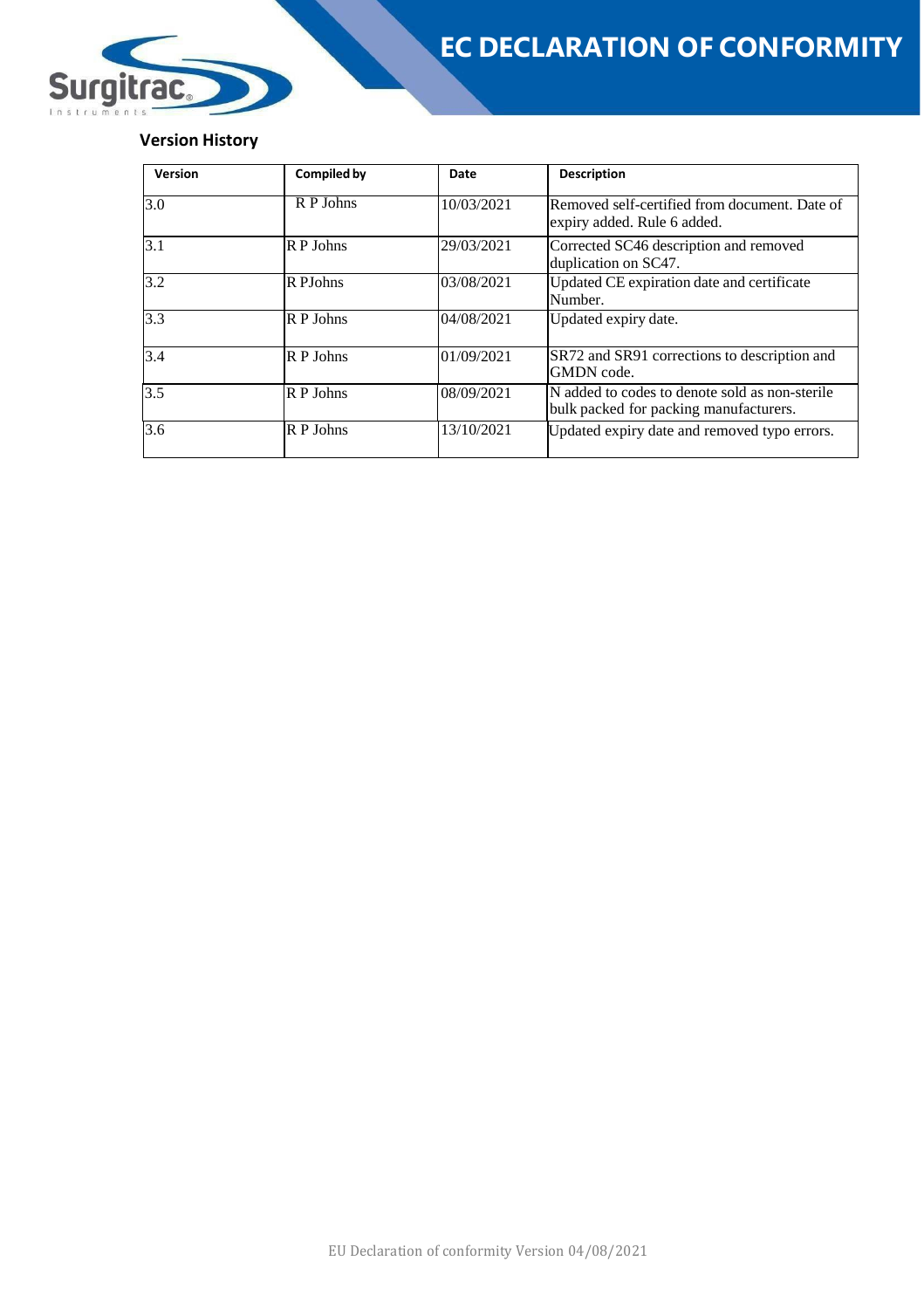## Version History

| Version | Compiled by | Date | Description |
|---|---|---|---|
| 3.0 | R P Johns | 10/03/2021 | Removed self-certified from document. Date of expiry added. Rule 6 added. |
| 3.1 | R P Johns | 29/03/2021 | Corrected SC46 description and removed duplication on SC47. |
| 3.2 | R PJohns | 03/08/2021 | Updated CE expiration date and certificate Number. |
| 3.3 | R P Johns | 04/08/2021 | Updated expiry date. |
| 3.4 | R P Johns | 01/09/2021 | SR72 and SR91 corrections to description and GMDN code. |
| 3.5 | R P Johns | 08/09/2021 | N added to codes to denote sold as non-sterile bulk packed for packing manufacturers. |
| 3.6 | R P Johns | 13/10/2021 | Updated expiry date and removed typo errors. |